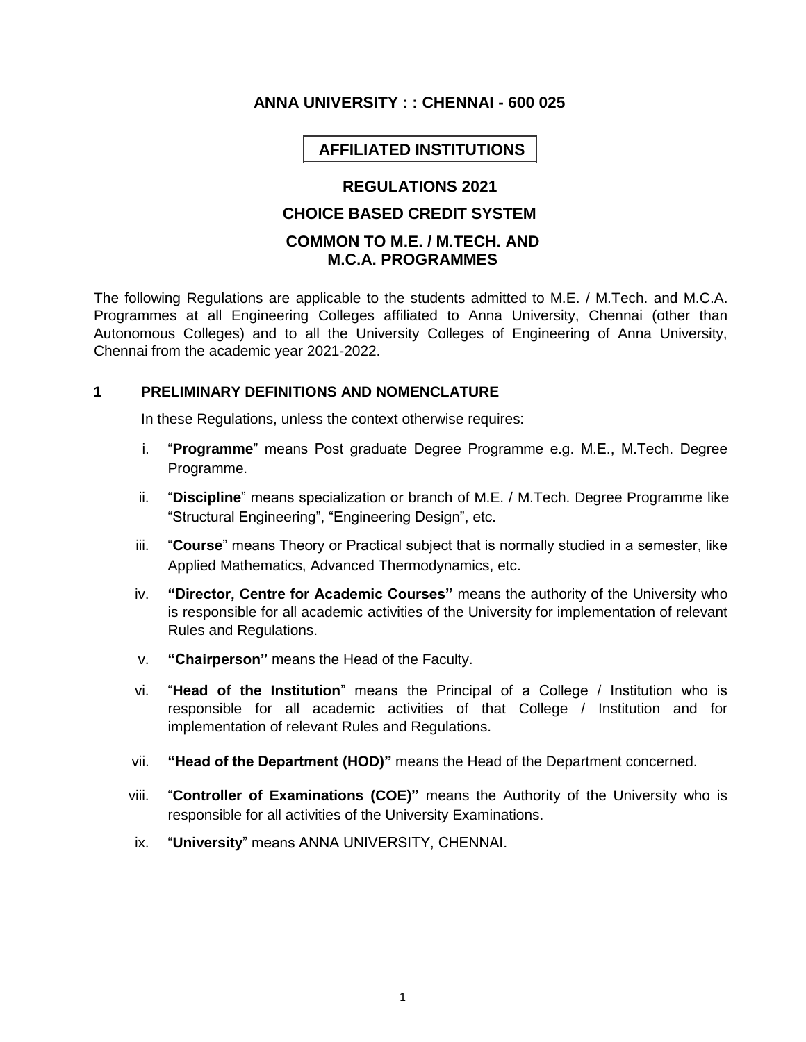# ANNA UNIVERSITY : : CHENNAI - 600 025

## AFFILIATED INSTITUTIONS

## REGULATIONS 2021

## CHOICE BASED CREDIT SYSTEM

## COMMON TO M.E. / M.TECH. AND M.C.A. PROGRAMMES

The following Regulations are applicable to the students admitted to M.E. / M.Tech. and M.C.A. Programmes at all Engineering Colleges affiliated to Anna University, Chennai (other than Autonomous Colleges) and to all the University Colleges of Engineering of Anna University, Chennai from the academic year 2021-2022.

### 1 PRELIMINARY DEFINITIONS AND NOMENCLATURE

In these Regulations, unless the context otherwise requires:

i. "**Programme**" means Post graduate Degree Programme e.g. M.E., M.Tech. Degree Programme.

ii. "**Discipline**" means specialization or branch of M.E. / M.Tech. Degree Programme like "Structural Engineering", "Engineering Design", etc.

iii. "**Course**" means Theory or Practical subject that is normally studied in a semester, like Applied Mathematics, Advanced Thermodynamics, etc.

iv. **"Director, Centre for Academic Courses"** means the authority of the University who is responsible for all academic activities of the University for implementation of relevant Rules and Regulations.

v. **"Chairperson"** means the Head of the Faculty.

vi. "**Head of the Institution**" means the Principal of a College / Institution who is responsible for all academic activities of that College / Institution and for implementation of relevant Rules and Regulations.

vii. **"Head of the Department (HOD)"** means the Head of the Department concerned.

viii. "**Controller of Examinations (COE)"** means the Authority of the University who is responsible for all activities of the University Examinations.

ix. "**University**" means ANNA UNIVERSITY, CHENNAI.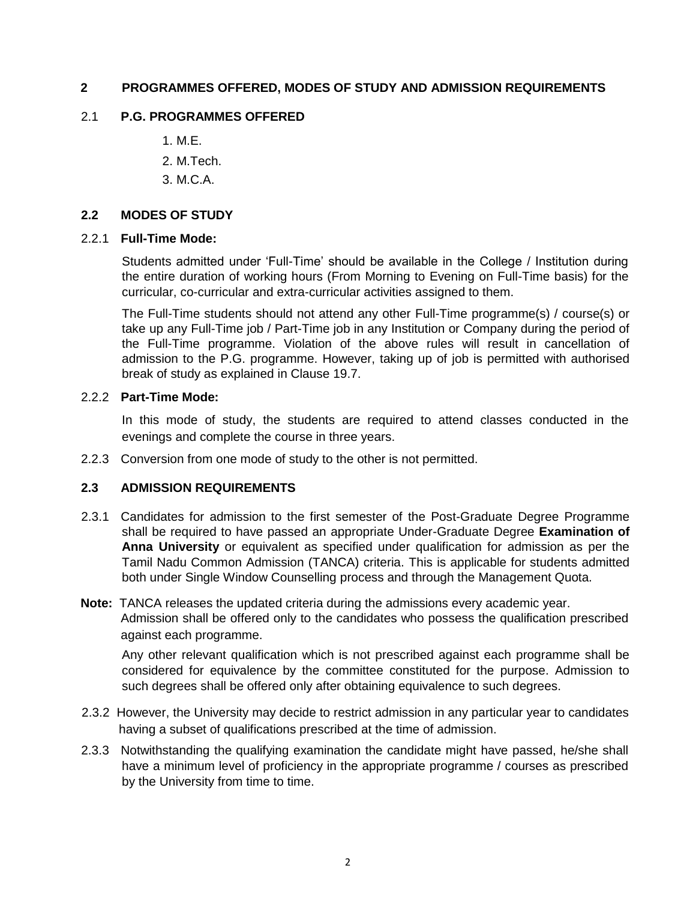## 2 PROGRAMMES OFFERED, MODES OF STUDY AND ADMISSION REQUIREMENTS

### 2.1 P.G. PROGRAMMES OFFERED

1. M.E.
2. M.Tech.
3. M.C.A.

### 2.2 MODES OF STUDY

#### 2.2.1 Full-Time Mode:

Students admitted under 'Full-Time' should be available in the College / Institution during the entire duration of working hours (From Morning to Evening on Full-Time basis) for the curricular, co-curricular and extra-curricular activities assigned to them.

The Full-Time students should not attend any other Full-Time programme(s) / course(s) or take up any Full-Time job / Part-Time job in any Institution or Company during the period of the Full-Time programme. Violation of the above rules will result in cancellation of admission to the P.G. programme. However, taking up of job is permitted with authorised break of study as explained in Clause 19.7.

#### 2.2.2 Part-Time Mode:

In this mode of study, the students are required to attend classes conducted in the evenings and complete the course in three years.

2.2.3 Conversion from one mode of study to the other is not permitted.

### 2.3 ADMISSION REQUIREMENTS

2.3.1 Candidates for admission to the first semester of the Post-Graduate Degree Programme shall be required to have passed an appropriate Under-Graduate Degree **Examination of Anna University** or equivalent as specified under qualification for admission as per the Tamil Nadu Common Admission (TANCA) criteria. This is applicable for students admitted both under Single Window Counselling process and through the Management Quota.

**Note:** TANCA releases the updated criteria during the admissions every academic year. Admission shall be offered only to the candidates who possess the qualification prescribed against each programme.

Any other relevant qualification which is not prescribed against each programme shall be considered for equivalence by the committee constituted for the purpose. Admission to such degrees shall be offered only after obtaining equivalence to such degrees.

2.3.2 However, the University may decide to restrict admission in any particular year to candidates having a subset of qualifications prescribed at the time of admission.

2.3.3 Notwithstanding the qualifying examination the candidate might have passed, he/she shall have a minimum level of proficiency in the appropriate programme / courses as prescribed by the University from time to time.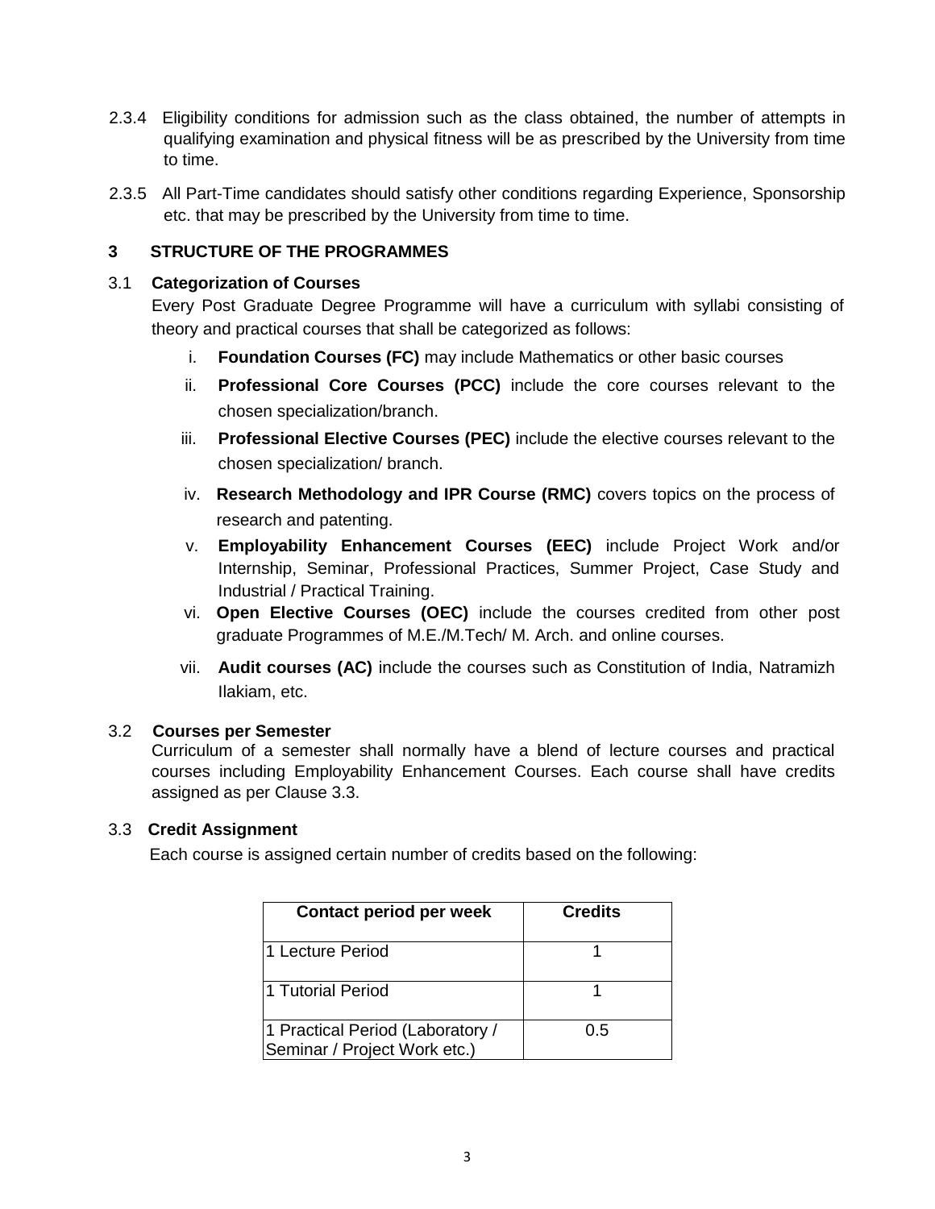2.3.4 Eligibility conditions for admission such as the class obtained, the number of attempts in qualifying examination and physical fitness will be as prescribed by the University from time to time.

2.3.5 All Part-Time candidates should satisfy other conditions regarding Experience, Sponsorship etc. that may be prescribed by the University from time to time.

## 3 STRUCTURE OF THE PROGRAMMES

### 3.1 Categorization of Courses

Every Post Graduate Degree Programme will have a curriculum with syllabi consisting of theory and practical courses that shall be categorized as follows:

i. **Foundation Courses (FC)** may include Mathematics or other basic courses

ii. **Professional Core Courses (PCC)** include the core courses relevant to the chosen specialization/branch.

iii. **Professional Elective Courses (PEC)** include the elective courses relevant to the chosen specialization/ branch.

iv. **Research Methodology and IPR Course (RMC)** covers topics on the process of research and patenting.

v. **Employability Enhancement Courses (EEC)** include Project Work and/or Internship, Seminar, Professional Practices, Summer Project, Case Study and Industrial / Practical Training.

vi. **Open Elective Courses (OEC)** include the courses credited from other post graduate Programmes of M.E./M.Tech/ M. Arch. and online courses.

vii. **Audit courses (AC)** include the courses such as Constitution of India, Natramizh Ilakiam, etc.

### 3.2 Courses per Semester

Curriculum of a semester shall normally have a blend of lecture courses and practical courses including Employability Enhancement Courses. Each course shall have credits assigned as per Clause 3.3.

### 3.3 Credit Assignment

Each course is assigned certain number of credits based on the following:

| Contact period per week | Credits |
|---|---|
| 1 Lecture Period | 1 |
| 1 Tutorial Period | 1 |
| 1 Practical Period (Laboratory / Seminar / Project Work etc.) | 0.5 |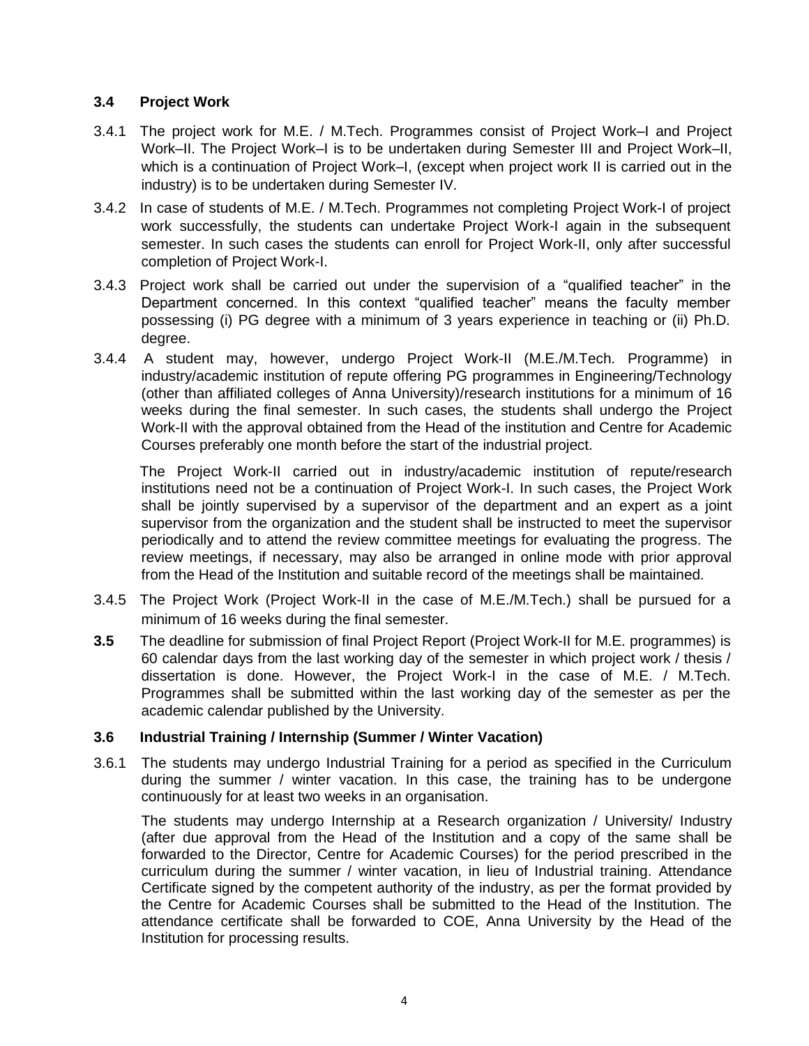### 3.4 Project Work

3.4.1 The project work for M.E. / M.Tech. Programmes consist of Project Work–I and Project Work–II. The Project Work–I is to be undertaken during Semester III and Project Work–II, which is a continuation of Project Work–I, (except when project work II is carried out in the industry) is to be undertaken during Semester IV.

3.4.2 In case of students of M.E. / M.Tech. Programmes not completing Project Work-I of project work successfully, the students can undertake Project Work-I again in the subsequent semester. In such cases the students can enroll for Project Work-II, only after successful completion of Project Work-I.

3.4.3 Project work shall be carried out under the supervision of a "qualified teacher" in the Department concerned. In this context "qualified teacher" means the faculty member possessing (i) PG degree with a minimum of 3 years experience in teaching or (ii) Ph.D. degree.

3.4.4 A student may, however, undergo Project Work-II (M.E./M.Tech. Programme) in industry/academic institution of repute offering PG programmes in Engineering/Technology (other than affiliated colleges of Anna University)/research institutions for a minimum of 16 weeks during the final semester. In such cases, the students shall undergo the Project Work-II with the approval obtained from the Head of the institution and Centre for Academic Courses preferably one month before the start of the industrial project.

The Project Work-II carried out in industry/academic institution of repute/research institutions need not be a continuation of Project Work-I. In such cases, the Project Work shall be jointly supervised by a supervisor of the department and an expert as a joint supervisor from the organization and the student shall be instructed to meet the supervisor periodically and to attend the review committee meetings for evaluating the progress. The review meetings, if necessary, may also be arranged in online mode with prior approval from the Head of the Institution and suitable record of the meetings shall be maintained.

3.4.5 The Project Work (Project Work-II in the case of M.E./M.Tech.) shall be pursued for a minimum of 16 weeks during the final semester.

**3.5** The deadline for submission of final Project Report (Project Work-II for M.E. programmes) is 60 calendar days from the last working day of the semester in which project work / thesis / dissertation is done. However, the Project Work-I in the case of M.E. / M.Tech. Programmes shall be submitted within the last working day of the semester as per the academic calendar published by the University.

### 3.6 Industrial Training / Internship (Summer / Winter Vacation)

3.6.1 The students may undergo Industrial Training for a period as specified in the Curriculum during the summer / winter vacation. In this case, the training has to be undergone continuously for at least two weeks in an organisation.

The students may undergo Internship at a Research organization / University/ Industry (after due approval from the Head of the Institution and a copy of the same shall be forwarded to the Director, Centre for Academic Courses) for the period prescribed in the curriculum during the summer / winter vacation, in lieu of Industrial training. Attendance Certificate signed by the competent authority of the industry, as per the format provided by the Centre for Academic Courses shall be submitted to the Head of the Institution. The attendance certificate shall be forwarded to COE, Anna University by the Head of the Institution for processing results.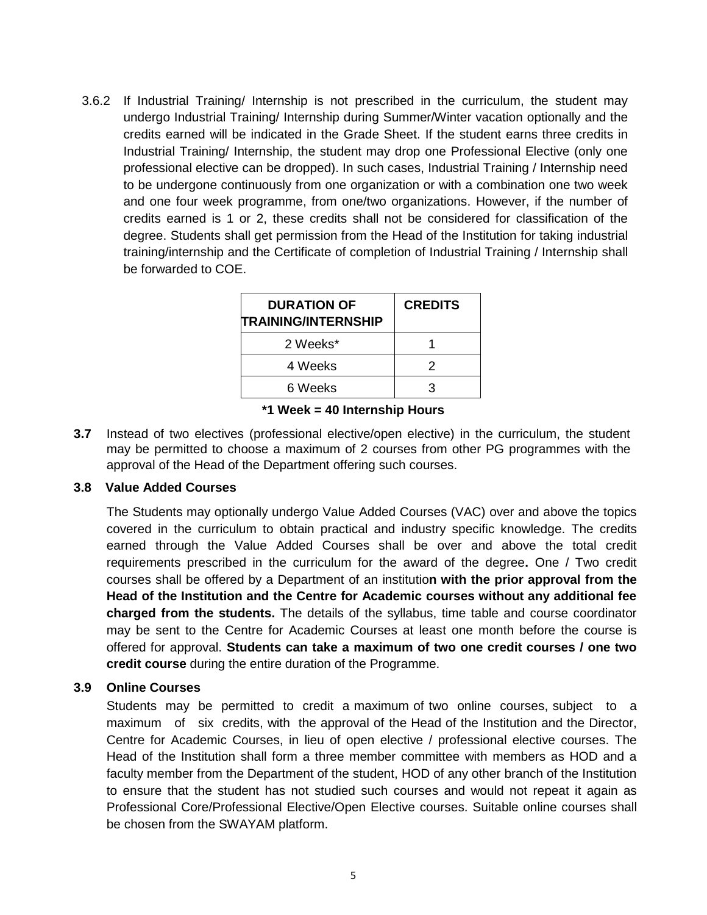3.6.2 If Industrial Training/ Internship is not prescribed in the curriculum, the student may undergo Industrial Training/ Internship during Summer/Winter vacation optionally and the credits earned will be indicated in the Grade Sheet. If the student earns three credits in Industrial Training/ Internship, the student may drop one Professional Elective (only one professional elective can be dropped). In such cases, Industrial Training / Internship need to be undergone continuously from one organization or with a combination one two week and one four week programme, from one/two organizations. However, if the number of credits earned is 1 or 2, these credits shall not be considered for classification of the degree. Students shall get permission from the Head of the Institution for taking industrial training/internship and the Certificate of completion of Industrial Training / Internship shall be forwarded to COE.

| DURATION OF TRAINING/INTERNSHIP | CREDITS |
| --- | --- |
| 2 Weeks* | 1 |
| 4 Weeks | 2 |
| 6 Weeks | 3 |

**\*1 Week = 40 Internship Hours**

**3.7** Instead of two electives (professional elective/open elective) in the curriculum, the student may be permitted to choose a maximum of 2 courses from other PG programmes with the approval of the Head of the Department offering such courses.

**3.8 Value Added Courses**

The Students may optionally undergo Value Added Courses (VAC) over and above the topics covered in the curriculum to obtain practical and industry specific knowledge. The credits earned through the Value Added Courses shall be over and above the total credit requirements prescribed in the curriculum for the award of the degree**.** One / Two credit courses shall be offered by a Department of an institutio**n with the prior approval from the Head of the Institution and the Centre for Academic courses without any additional fee charged from the students.** The details of the syllabus, time table and course coordinator may be sent to the Centre for Academic Courses at least one month before the course is offered for approval. **Students can take a maximum of two one credit courses / one two credit course** during the entire duration of the Programme.

**3.9 Online Courses**

Students may be permitted to credit a maximum of two online courses, subject to a maximum of six credits, with the approval of the Head of the Institution and the Director, Centre for Academic Courses, in lieu of open elective / professional elective courses. The Head of the Institution shall form a three member committee with members as HOD and a faculty member from the Department of the student, HOD of any other branch of the Institution to ensure that the student has not studied such courses and would not repeat it again as Professional Core/Professional Elective/Open Elective courses. Suitable online courses shall be chosen from the SWAYAM platform.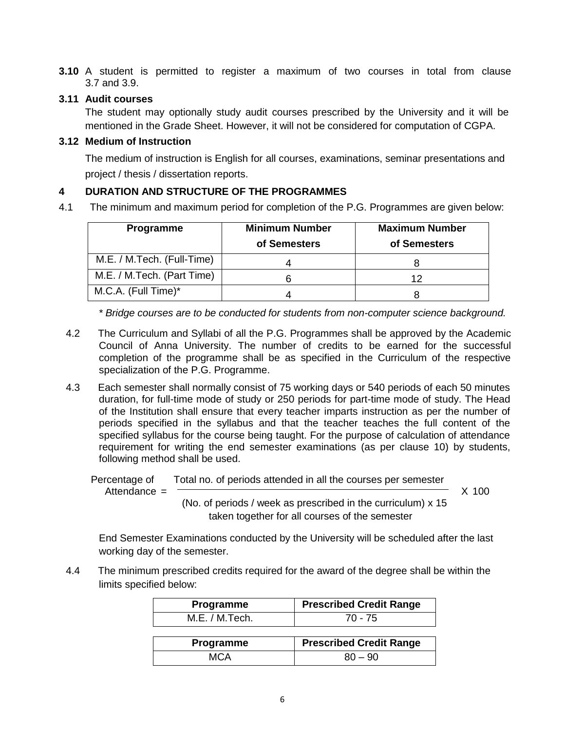**3.10** A student is permitted to register a maximum of two courses in total from clause 3.7 and 3.9.

**3.11 Audit courses**

The student may optionally study audit courses prescribed by the University and it will be mentioned in the Grade Sheet. However, it will not be considered for computation of CGPA.

**3.12 Medium of Instruction**

The medium of instruction is English for all courses, examinations, seminar presentations and project / thesis / dissertation reports.

## 4 DURATION AND STRUCTURE OF THE PROGRAMMES

4.1 The minimum and maximum period for completion of the P.G. Programmes are given below:

| Programme | Minimum Number of Semesters | Maximum Number of Semesters |
|---|---|---|
| M.E. / M.Tech. (Full-Time) | 4 | 8 |
| M.E. / M.Tech. (Part Time) | 6 | 12 |
| M.C.A. (Full Time)* | 4 | 8 |

*\* Bridge courses are to be conducted for students from non-computer science background.*

4.2 The Curriculum and Syllabi of all the P.G. Programmes shall be approved by the Academic Council of Anna University. The number of credits to be earned for the successful completion of the programme shall be as specified in the Curriculum of the respective specialization of the P.G. Programme.

4.3 Each semester shall normally consist of 75 working days or 540 periods of each 50 minutes duration, for full-time mode of study or 250 periods for part-time mode of study. The Head of the Institution shall ensure that every teacher imparts instruction as per the number of periods specified in the syllabus and that the teacher teaches the full content of the specified syllabus for the course being taught. For the purpose of calculation of attendance requirement for writing the end semester examinations (as per clause 10) by students, following method shall be used.

$$\text{Percentage of Attendance} = \frac{\text{Total no. of periods attended in all the courses per semester}}{\text{(No. of periods / week as prescribed in the curriculum) x 15 taken together for all courses of the semester}} \times 100$$

End Semester Examinations conducted by the University will be scheduled after the last working day of the semester.

4.4 The minimum prescribed credits required for the award of the degree shall be within the limits specified below:

| Programme | Prescribed Credit Range |
|---|---|
| M.E. / M.Tech. | 70 - 75 |

| Programme | Prescribed Credit Range |
|---|---|
| MCA | 80 – 90 |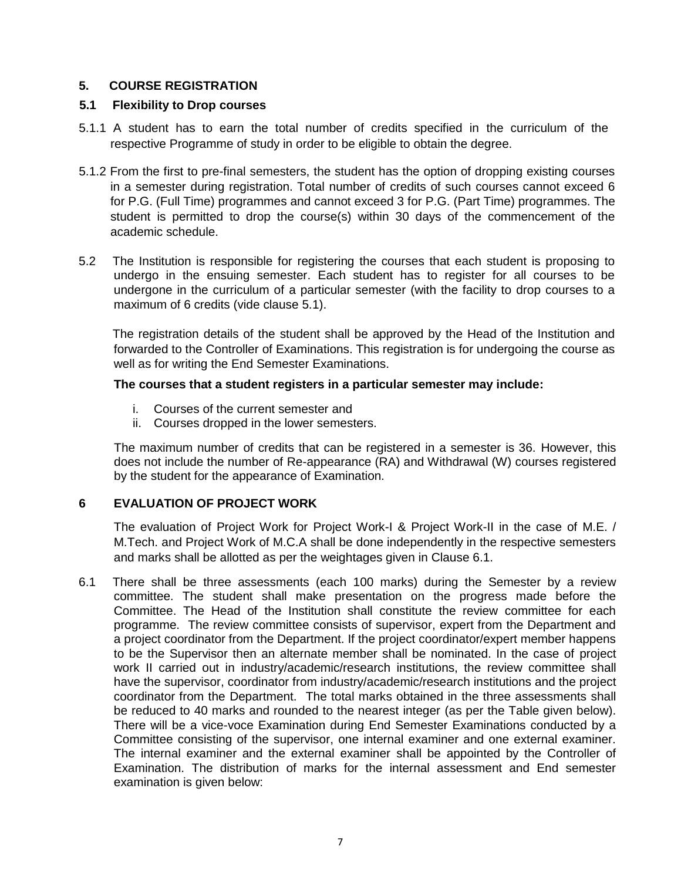## 5. COURSE REGISTRATION

### 5.1 Flexibility to Drop courses

5.1.1 A student has to earn the total number of credits specified in the curriculum of the respective Programme of study in order to be eligible to obtain the degree.

5.1.2 From the first to pre-final semesters, the student has the option of dropping existing courses in a semester during registration. Total number of credits of such courses cannot exceed 6 for P.G. (Full Time) programmes and cannot exceed 3 for P.G. (Part Time) programmes. The student is permitted to drop the course(s) within 30 days of the commencement of the academic schedule.

5.2 The Institution is responsible for registering the courses that each student is proposing to undergo in the ensuing semester. Each student has to register for all courses to be undergone in the curriculum of a particular semester (with the facility to drop courses to a maximum of 6 credits (vide clause 5.1).

The registration details of the student shall be approved by the Head of the Institution and forwarded to the Controller of Examinations. This registration is for undergoing the course as well as for writing the End Semester Examinations.

**The courses that a student registers in a particular semester may include:**

i. Courses of the current semester and
ii. Courses dropped in the lower semesters.

The maximum number of credits that can be registered in a semester is 36. However, this does not include the number of Re-appearance (RA) and Withdrawal (W) courses registered by the student for the appearance of Examination.

## 6 EVALUATION OF PROJECT WORK

The evaluation of Project Work for Project Work-I & Project Work-II in the case of M.E. / M.Tech. and Project Work of M.C.A shall be done independently in the respective semesters and marks shall be allotted as per the weightages given in Clause 6.1.

6.1 There shall be three assessments (each 100 marks) during the Semester by a review committee. The student shall make presentation on the progress made before the Committee. The Head of the Institution shall constitute the review committee for each programme. The review committee consists of supervisor, expert from the Department and a project coordinator from the Department. If the project coordinator/expert member happens to be the Supervisor then an alternate member shall be nominated. In the case of project work II carried out in industry/academic/research institutions, the review committee shall have the supervisor, coordinator from industry/academic/research institutions and the project coordinator from the Department. The total marks obtained in the three assessments shall be reduced to 40 marks and rounded to the nearest integer (as per the Table given below). There will be a vice-voce Examination during End Semester Examinations conducted by a Committee consisting of the supervisor, one internal examiner and one external examiner. The internal examiner and the external examiner shall be appointed by the Controller of Examination. The distribution of marks for the internal assessment and End semester examination is given below: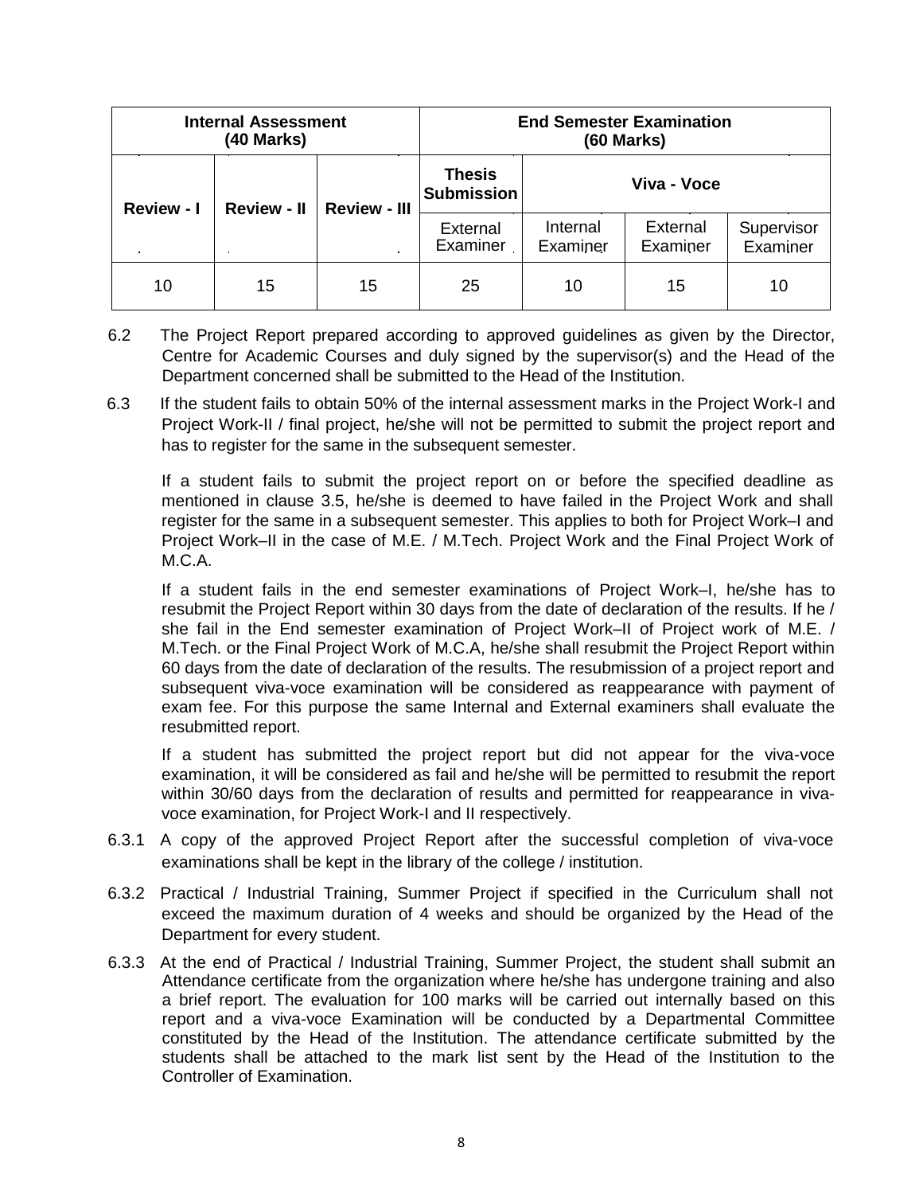| Internal Assessment (40 Marks) | | | End Semester Examination (60 Marks) | | | |
|---|---|---|---|---|---|---|
| Review - I | Review - II | Review - III | Thesis Submission | Viva - Voce | | |
| | | | External Examiner | Internal Examiner | External Examiner | Supervisor Examiner |
| 10 | 15 | 15 | 25 | 10 | 15 | 10 |

6.2 The Project Report prepared according to approved guidelines as given by the Director, Centre for Academic Courses and duly signed by the supervisor(s) and the Head of the Department concerned shall be submitted to the Head of the Institution.

6.3 If the student fails to obtain 50% of the internal assessment marks in the Project Work-I and Project Work-II / final project, he/she will not be permitted to submit the project report and has to register for the same in the subsequent semester.

If a student fails to submit the project report on or before the specified deadline as mentioned in clause 3.5, he/she is deemed to have failed in the Project Work and shall register for the same in a subsequent semester. This applies to both for Project Work–I and Project Work–II in the case of M.E. / M.Tech. Project Work and the Final Project Work of M.C.A.

If a student fails in the end semester examinations of Project Work–I, he/she has to resubmit the Project Report within 30 days from the date of declaration of the results. If he / she fail in the End semester examination of Project Work–II of Project work of M.E. / M.Tech. or the Final Project Work of M.C.A, he/she shall resubmit the Project Report within 60 days from the date of declaration of the results. The resubmission of a project report and subsequent viva-voce examination will be considered as reappearance with payment of exam fee. For this purpose the same Internal and External examiners shall evaluate the resubmitted report.

If a student has submitted the project report but did not appear for the viva-voce examination, it will be considered as fail and he/she will be permitted to resubmit the report within 30/60 days from the declaration of results and permitted for reappearance in viva-voce examination, for Project Work-I and II respectively.

6.3.1 A copy of the approved Project Report after the successful completion of viva-voce examinations shall be kept in the library of the college / institution.

6.3.2 Practical / Industrial Training, Summer Project if specified in the Curriculum shall not exceed the maximum duration of 4 weeks and should be organized by the Head of the Department for every student.

6.3.3 At the end of Practical / Industrial Training, Summer Project, the student shall submit an Attendance certificate from the organization where he/she has undergone training and also a brief report. The evaluation for 100 marks will be carried out internally based on this report and a viva-voce Examination will be conducted by a Departmental Committee constituted by the Head of the Institution. The attendance certificate submitted by the students shall be attached to the mark list sent by the Head of the Institution to the Controller of Examination.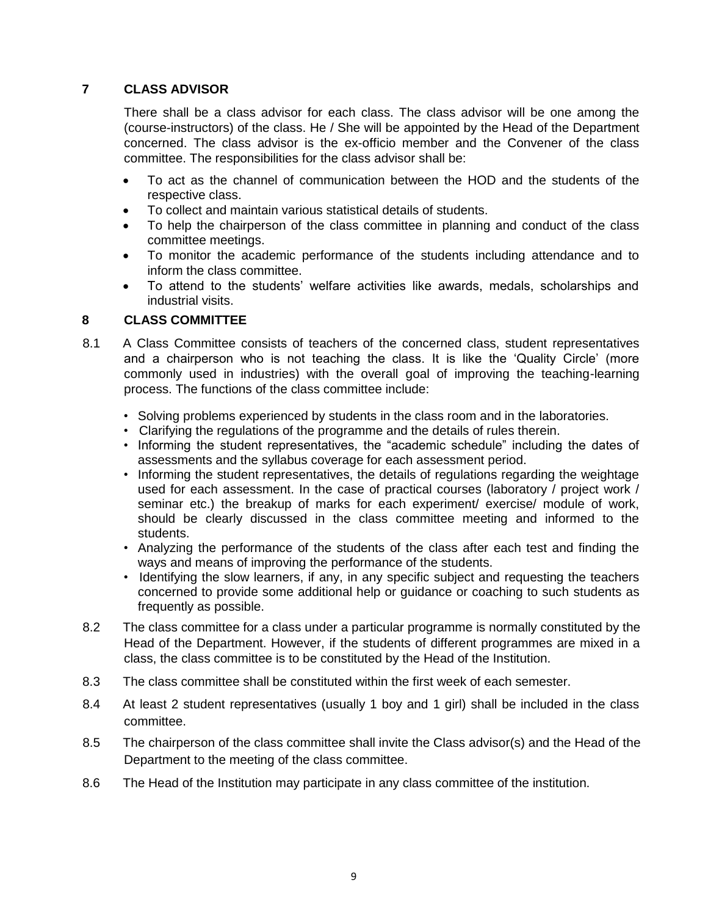## 7 CLASS ADVISOR

There shall be a class advisor for each class. The class advisor will be one among the (course-instructors) of the class. He / She will be appointed by the Head of the Department concerned. The class advisor is the ex-officio member and the Convener of the class committee. The responsibilities for the class advisor shall be:

- To act as the channel of communication between the HOD and the students of the respective class.
- To collect and maintain various statistical details of students.
- To help the chairperson of the class committee in planning and conduct of the class committee meetings.
- To monitor the academic performance of the students including attendance and to inform the class committee.
- To attend to the students' welfare activities like awards, medals, scholarships and industrial visits.

## 8 CLASS COMMITTEE

8.1 A Class Committee consists of teachers of the concerned class, student representatives and a chairperson who is not teaching the class. It is like the 'Quality Circle' (more commonly used in industries) with the overall goal of improving the teaching-learning process. The functions of the class committee include:

- Solving problems experienced by students in the class room and in the laboratories.
- Clarifying the regulations of the programme and the details of rules therein.
- Informing the student representatives, the "academic schedule" including the dates of assessments and the syllabus coverage for each assessment period.
- Informing the student representatives, the details of regulations regarding the weightage used for each assessment. In the case of practical courses (laboratory / project work / seminar etc.) the breakup of marks for each experiment/ exercise/ module of work, should be clearly discussed in the class committee meeting and informed to the students.
- Analyzing the performance of the students of the class after each test and finding the ways and means of improving the performance of the students.
- Identifying the slow learners, if any, in any specific subject and requesting the teachers concerned to provide some additional help or guidance or coaching to such students as frequently as possible.

8.2 The class committee for a class under a particular programme is normally constituted by the Head of the Department. However, if the students of different programmes are mixed in a class, the class committee is to be constituted by the Head of the Institution.

8.3 The class committee shall be constituted within the first week of each semester.

8.4 At least 2 student representatives (usually 1 boy and 1 girl) shall be included in the class committee.

8.5 The chairperson of the class committee shall invite the Class advisor(s) and the Head of the Department to the meeting of the class committee.

8.6 The Head of the Institution may participate in any class committee of the institution.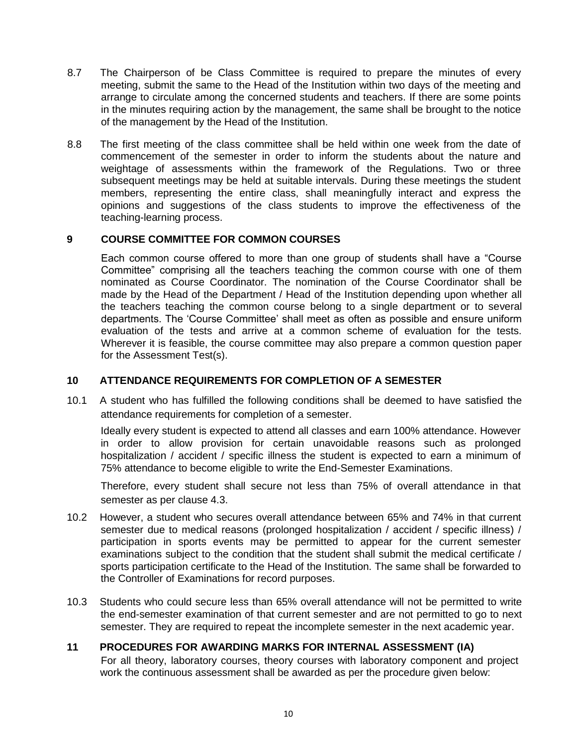8.7 The Chairperson of be Class Committee is required to prepare the minutes of every meeting, submit the same to the Head of the Institution within two days of the meeting and arrange to circulate among the concerned students and teachers. If there are some points in the minutes requiring action by the management, the same shall be brought to the notice of the management by the Head of the Institution.

8.8 The first meeting of the class committee shall be held within one week from the date of commencement of the semester in order to inform the students about the nature and weightage of assessments within the framework of the Regulations. Two or three subsequent meetings may be held at suitable intervals. During these meetings the student members, representing the entire class, shall meaningfully interact and express the opinions and suggestions of the class students to improve the effectiveness of the teaching-learning process.

## 9 COURSE COMMITTEE FOR COMMON COURSES

Each common course offered to more than one group of students shall have a "Course Committee" comprising all the teachers teaching the common course with one of them nominated as Course Coordinator. The nomination of the Course Coordinator shall be made by the Head of the Department / Head of the Institution depending upon whether all the teachers teaching the common course belong to a single department or to several departments. The 'Course Committee' shall meet as often as possible and ensure uniform evaluation of the tests and arrive at a common scheme of evaluation for the tests. Wherever it is feasible, the course committee may also prepare a common question paper for the Assessment Test(s).

## 10 ATTENDANCE REQUIREMENTS FOR COMPLETION OF A SEMESTER

10.1 A student who has fulfilled the following conditions shall be deemed to have satisfied the attendance requirements for completion of a semester.

Ideally every student is expected to attend all classes and earn 100% attendance. However in order to allow provision for certain unavoidable reasons such as prolonged hospitalization / accident / specific illness the student is expected to earn a minimum of 75% attendance to become eligible to write the End-Semester Examinations.

Therefore, every student shall secure not less than 75% of overall attendance in that semester as per clause 4.3.

10.2 However, a student who secures overall attendance between 65% and 74% in that current semester due to medical reasons (prolonged hospitalization / accident / specific illness) / participation in sports events may be permitted to appear for the current semester examinations subject to the condition that the student shall submit the medical certificate / sports participation certificate to the Head of the Institution. The same shall be forwarded to the Controller of Examinations for record purposes.

10.3 Students who could secure less than 65% overall attendance will not be permitted to write the end-semester examination of that current semester and are not permitted to go to next semester. They are required to repeat the incomplete semester in the next academic year.

## 11 PROCEDURES FOR AWARDING MARKS FOR INTERNAL ASSESSMENT (IA)

For all theory, laboratory courses, theory courses with laboratory component and project work the continuous assessment shall be awarded as per the procedure given below: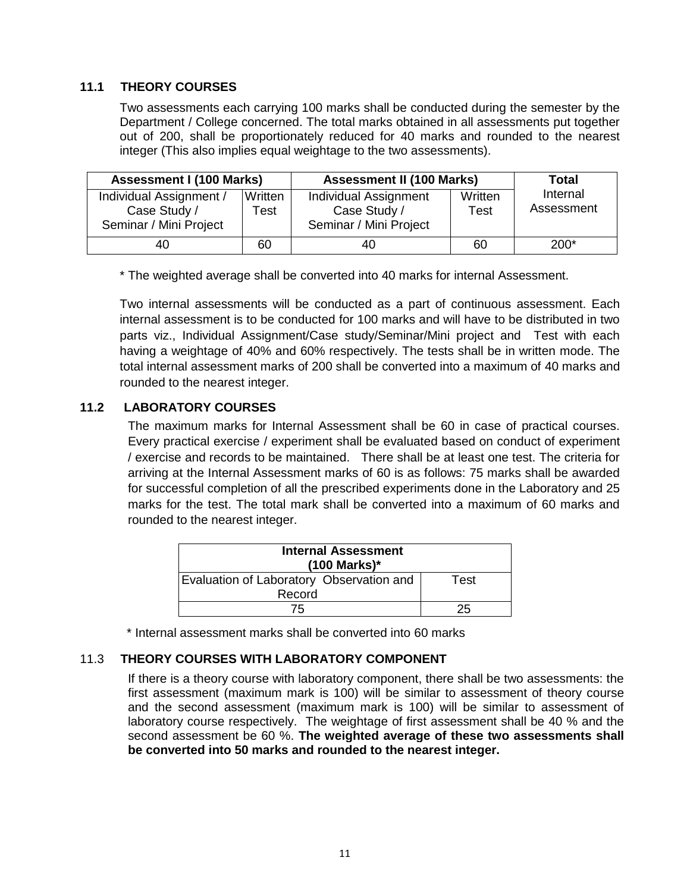### 11.1 THEORY COURSES

Two assessments each carrying 100 marks shall be conducted during the semester by the Department / College concerned. The total marks obtained in all assessments put together out of 200, shall be proportionately reduced for 40 marks and rounded to the nearest integer (This also implies equal weightage to the two assessments).

| Assessment I (100 Marks) | | Assessment II (100 Marks) | | Total |
|---|---|---|---|---|
| Individual Assignment / Case Study / Seminar / Mini Project | Written Test | Individual Assignment Case Study / Seminar / Mini Project | Written Test | Internal Assessment |
| 40 | 60 | 40 | 60 | 200* |

\* The weighted average shall be converted into 40 marks for internal Assessment.

Two internal assessments will be conducted as a part of continuous assessment. Each internal assessment is to be conducted for 100 marks and will have to be distributed in two parts viz., Individual Assignment/Case study/Seminar/Mini project and Test with each having a weightage of 40% and 60% respectively. The tests shall be in written mode. The total internal assessment marks of 200 shall be converted into a maximum of 40 marks and rounded to the nearest integer.

### 11.2 LABORATORY COURSES

The maximum marks for Internal Assessment shall be 60 in case of practical courses. Every practical exercise / experiment shall be evaluated based on conduct of experiment / exercise and records to be maintained. There shall be at least one test. The criteria for arriving at the Internal Assessment marks of 60 is as follows: 75 marks shall be awarded for successful completion of all the prescribed experiments done in the Laboratory and 25 marks for the test. The total mark shall be converted into a maximum of 60 marks and rounded to the nearest integer.

| Internal Assessment (100 Marks)* | |
|---|---|
| Evaluation of Laboratory Observation and Record | Test |
| 75 | 25 |

\* Internal assessment marks shall be converted into 60 marks

### 11.3 THEORY COURSES WITH LABORATORY COMPONENT

If there is a theory course with laboratory component, there shall be two assessments: the first assessment (maximum mark is 100) will be similar to assessment of theory course and the second assessment (maximum mark is 100) will be similar to assessment of laboratory course respectively. The weightage of first assessment shall be 40 % and the second assessment be 60 %. **The weighted average of these two assessments shall be converted into 50 marks and rounded to the nearest integer.**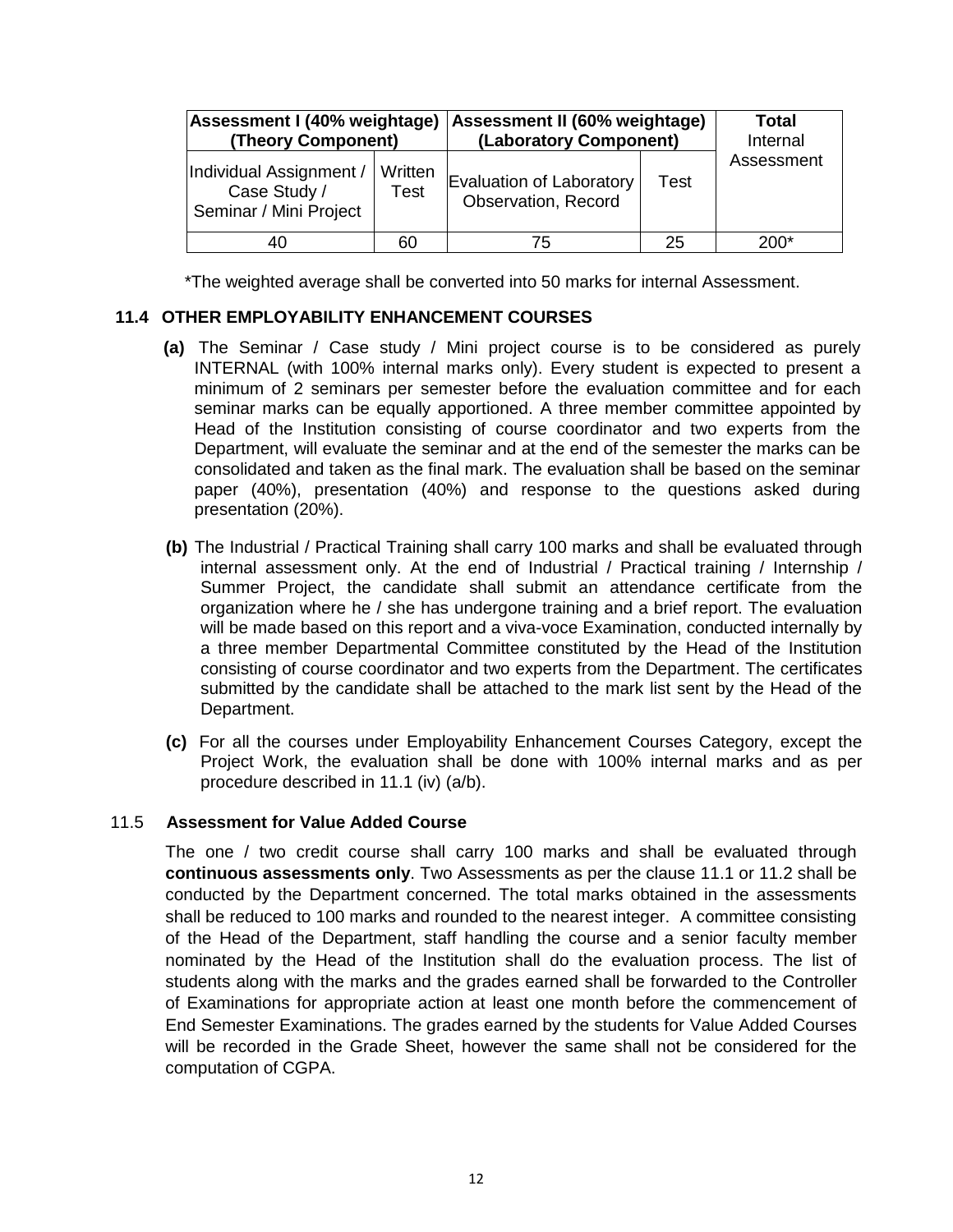| Assessment I (40% weightage) (Theory Component) | | Assessment II (60% weightage) (Laboratory Component) | | Total Internal Assessment |
|---|---|---|---|---|
| Individual Assignment / Case Study / Seminar / Mini Project | Written Test | Evaluation of Laboratory Observation, Record | Test | |
| 40 | 60 | 75 | 25 | 200* |

*The weighted average shall be converted into 50 marks for internal Assessment.

### 11.4 OTHER EMPLOYABILITY ENHANCEMENT COURSES

**(a)** The Seminar / Case study / Mini project course is to be considered as purely INTERNAL (with 100% internal marks only). Every student is expected to present a minimum of 2 seminars per semester before the evaluation committee and for each seminar marks can be equally apportioned. A three member committee appointed by Head of the Institution consisting of course coordinator and two experts from the Department, will evaluate the seminar and at the end of the semester the marks can be consolidated and taken as the final mark. The evaluation shall be based on the seminar paper (40%), presentation (40%) and response to the questions asked during presentation (20%).

**(b)** The Industrial / Practical Training shall carry 100 marks and shall be evaluated through internal assessment only. At the end of Industrial / Practical training / Internship / Summer Project, the candidate shall submit an attendance certificate from the organization where he / she has undergone training and a brief report. The evaluation will be made based on this report and a viva-voce Examination, conducted internally by a three member Departmental Committee constituted by the Head of the Institution consisting of course coordinator and two experts from the Department. The certificates submitted by the candidate shall be attached to the mark list sent by the Head of the Department.

**(c)** For all the courses under Employability Enhancement Courses Category, except the Project Work, the evaluation shall be done with 100% internal marks and as per procedure described in 11.1 (iv) (a/b).

### 11.5 Assessment for Value Added Course

The one / two credit course shall carry 100 marks and shall be evaluated through **continuous assessments only**. Two Assessments as per the clause 11.1 or 11.2 shall be conducted by the Department concerned. The total marks obtained in the assessments shall be reduced to 100 marks and rounded to the nearest integer. A committee consisting of the Head of the Department, staff handling the course and a senior faculty member nominated by the Head of the Institution shall do the evaluation process. The list of students along with the marks and the grades earned shall be forwarded to the Controller of Examinations for appropriate action at least one month before the commencement of End Semester Examinations. The grades earned by the students for Value Added Courses will be recorded in the Grade Sheet, however the same shall not be considered for the computation of CGPA.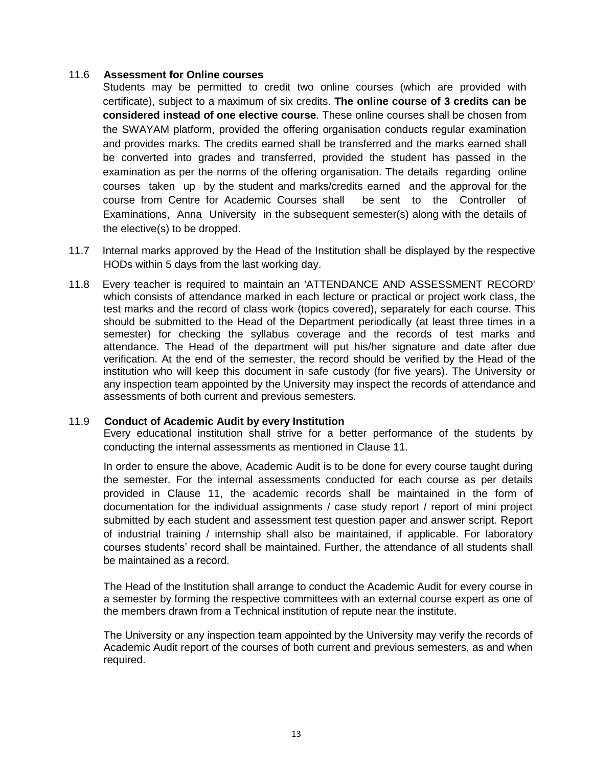**11.6 Assessment for Online courses**

Students may be permitted to credit two online courses (which are provided with certificate), subject to a maximum of six credits. **The online course of 3 credits can be considered instead of one elective course**. These online courses shall be chosen from the SWAYAM platform, provided the offering organisation conducts regular examination and provides marks. The credits earned shall be transferred and the marks earned shall be converted into grades and transferred, provided the student has passed in the examination as per the norms of the offering organisation. The details regarding online courses taken up by the student and marks/credits earned and the approval for the course from Centre for Academic Courses shall be sent to the Controller of Examinations, Anna University in the subsequent semester(s) along with the details of the elective(s) to be dropped.

11.7 Internal marks approved by the Head of the Institution shall be displayed by the respective HODs within 5 days from the last working day.

11.8 Every teacher is required to maintain an 'ATTENDANCE AND ASSESSMENT RECORD' which consists of attendance marked in each lecture or practical or project work class, the test marks and the record of class work (topics covered), separately for each course. This should be submitted to the Head of the Department periodically (at least three times in a semester) for checking the syllabus coverage and the records of test marks and attendance. The Head of the department will put his/her signature and date after due verification. At the end of the semester, the record should be verified by the Head of the institution who will keep this document in safe custody (for five years). The University or any inspection team appointed by the University may inspect the records of attendance and assessments of both current and previous semesters.

**11.9 Conduct of Academic Audit by every Institution**

Every educational institution shall strive for a better performance of the students by conducting the internal assessments as mentioned in Clause 11.

In order to ensure the above, Academic Audit is to be done for every course taught during the semester. For the internal assessments conducted for each course as per details provided in Clause 11, the academic records shall be maintained in the form of documentation for the individual assignments / case study report / report of mini project submitted by each student and assessment test question paper and answer script. Report of industrial training / internship shall also be maintained, if applicable. For laboratory courses students' record shall be maintained. Further, the attendance of all students shall be maintained as a record.

The Head of the Institution shall arrange to conduct the Academic Audit for every course in a semester by forming the respective committees with an external course expert as one of the members drawn from a Technical institution of repute near the institute.

The University or any inspection team appointed by the University may verify the records of Academic Audit report of the courses of both current and previous semesters, as and when required.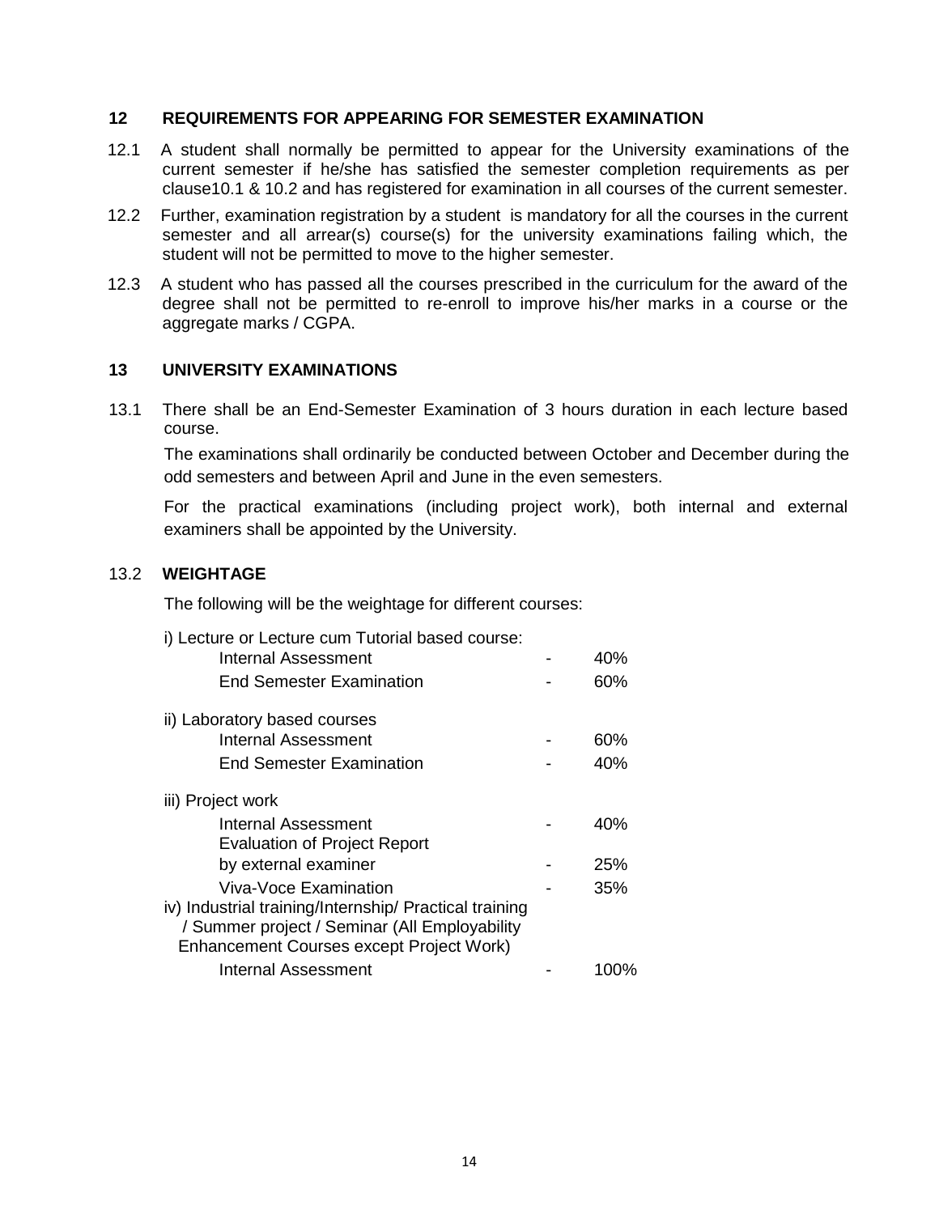## 12 REQUIREMENTS FOR APPEARING FOR SEMESTER EXAMINATION

12.1 A student shall normally be permitted to appear for the University examinations of the current semester if he/she has satisfied the semester completion requirements as per clause10.1 & 10.2 and has registered for examination in all courses of the current semester.

12.2 Further, examination registration by a student is mandatory for all the courses in the current semester and all arrear(s) course(s) for the university examinations failing which, the student will not be permitted to move to the higher semester.

12.3 A student who has passed all the courses prescribed in the curriculum for the award of the degree shall not be permitted to re-enroll to improve his/her marks in a course or the aggregate marks / CGPA.

## 13 UNIVERSITY EXAMINATIONS

13.1 There shall be an End-Semester Examination of 3 hours duration in each lecture based course.

The examinations shall ordinarily be conducted between October and December during the odd semesters and between April and June in the even semesters.

For the practical examinations (including project work), both internal and external examiners shall be appointed by the University.

### 13.2 WEIGHTAGE

The following will be the weightage for different courses:

i) Lecture or Lecture cum Tutorial based course:

| | | |
|---|---|---|
| Internal Assessment | - | 40% |
| End Semester Examination | - | 60% |

ii) Laboratory based courses

| | | |
|---|---|---|
| Internal Assessment | - | 60% |
| End Semester Examination | - | 40% |

iii) Project work

| | | |
|---|---|---|
| Internal Assessment | - | 40% |
| Evaluation of Project Report by external examiner | - | 25% |
| Viva-Voce Examination | - | 35% |

iv) Industrial training/Internship/ Practical training / Summer project / Seminar (All Employability Enhancement Courses except Project Work)

| | | |
|---|---|---|
| Internal Assessment | - | 100% |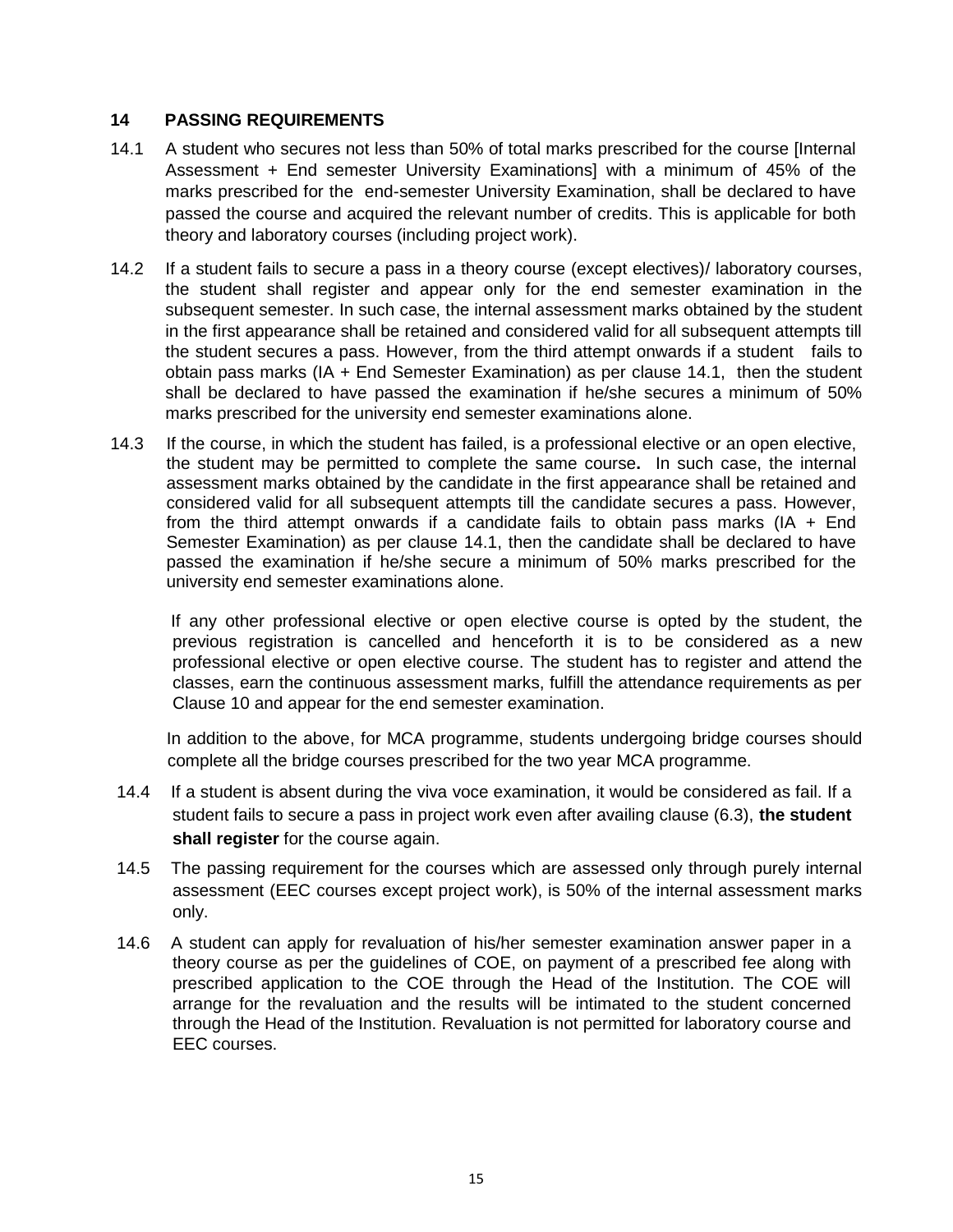## 14 PASSING REQUIREMENTS

14.1 A student who secures not less than 50% of total marks prescribed for the course [Internal Assessment + End semester University Examinations] with a minimum of 45% of the marks prescribed for the end-semester University Examination, shall be declared to have passed the course and acquired the relevant number of credits. This is applicable for both theory and laboratory courses (including project work).

14.2 If a student fails to secure a pass in a theory course (except electives)/ laboratory courses, the student shall register and appear only for the end semester examination in the subsequent semester. In such case, the internal assessment marks obtained by the student in the first appearance shall be retained and considered valid for all subsequent attempts till the student secures a pass. However, from the third attempt onwards if a student fails to obtain pass marks (IA + End Semester Examination) as per clause 14.1, then the student shall be declared to have passed the examination if he/she secures a minimum of 50% marks prescribed for the university end semester examinations alone.

14.3 If the course, in which the student has failed, is a professional elective or an open elective, the student may be permitted to complete the same course**.** In such case, the internal assessment marks obtained by the candidate in the first appearance shall be retained and considered valid for all subsequent attempts till the candidate secures a pass. However, from the third attempt onwards if a candidate fails to obtain pass marks (IA + End Semester Examination) as per clause 14.1, then the candidate shall be declared to have passed the examination if he/she secure a minimum of 50% marks prescribed for the university end semester examinations alone.

If any other professional elective or open elective course is opted by the student, the previous registration is cancelled and henceforth it is to be considered as a new professional elective or open elective course. The student has to register and attend the classes, earn the continuous assessment marks, fulfill the attendance requirements as per Clause 10 and appear for the end semester examination.

In addition to the above, for MCA programme, students undergoing bridge courses should complete all the bridge courses prescribed for the two year MCA programme.

14.4 If a student is absent during the viva voce examination, it would be considered as fail. If a student fails to secure a pass in project work even after availing clause (6.3), **the student shall register** for the course again.

14.5 The passing requirement for the courses which are assessed only through purely internal assessment (EEC courses except project work), is 50% of the internal assessment marks only.

14.6 A student can apply for revaluation of his/her semester examination answer paper in a theory course as per the guidelines of COE, on payment of a prescribed fee along with prescribed application to the COE through the Head of the Institution. The COE will arrange for the revaluation and the results will be intimated to the student concerned through the Head of the Institution. Revaluation is not permitted for laboratory course and EEC courses.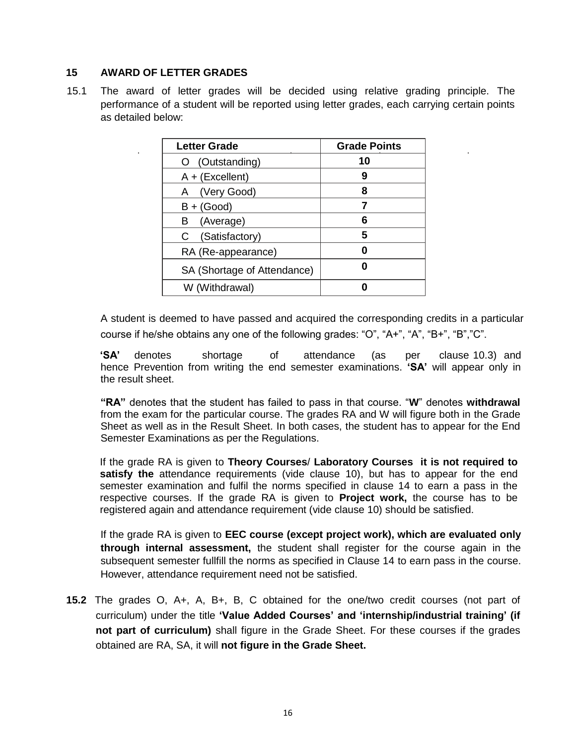## 15 AWARD OF LETTER GRADES

15.1 The award of letter grades will be decided using relative grading principle. The performance of a student will be reported using letter grades, each carrying certain points as detailed below:

| Letter Grade | Grade Points |
|---|---|
| O (Outstanding) | 10 |
| A + (Excellent) | 9 |
| A (Very Good) | 8 |
| B + (Good) | 7 |
| B (Average) | 6 |
| C (Satisfactory) | 5 |
| RA (Re-appearance) | 0 |
| SA (Shortage of Attendance) | 0 |
| W (Withdrawal) | 0 |

A student is deemed to have passed and acquired the corresponding credits in a particular course if he/she obtains any one of the following grades: "O", "A+", "A", "B+", "B","C".

**'SA'** denotes shortage of attendance (as per clause 10.3) and hence Prevention from writing the end semester examinations. **'SA'** will appear only in the result sheet.

**"RA"** denotes that the student has failed to pass in that course. "**W**" denotes **withdrawal** from the exam for the particular course. The grades RA and W will figure both in the Grade Sheet as well as in the Result Sheet. In both cases, the student has to appear for the End Semester Examinations as per the Regulations.

If the grade RA is given to **Theory Courses**/ **Laboratory Courses it is not required to satisfy the** attendance requirements (vide clause 10), but has to appear for the end semester examination and fulfil the norms specified in clause 14 to earn a pass in the respective courses. If the grade RA is given to **Project work,** the course has to be registered again and attendance requirement (vide clause 10) should be satisfied.

If the grade RA is given to **EEC course (except project work), which are evaluated only through internal assessment,** the student shall register for the course again in the subsequent semester fullfill the norms as specified in Clause 14 to earn pass in the course. However, attendance requirement need not be satisfied.

**15.2** The grades O, A+, A, B+, B, C obtained for the one/two credit courses (not part of curriculum) under the title **'Value Added Courses' and 'internship/industrial training' (if not part of curriculum)** shall figure in the Grade Sheet. For these courses if the grades obtained are RA, SA, it will **not figure in the Grade Sheet.**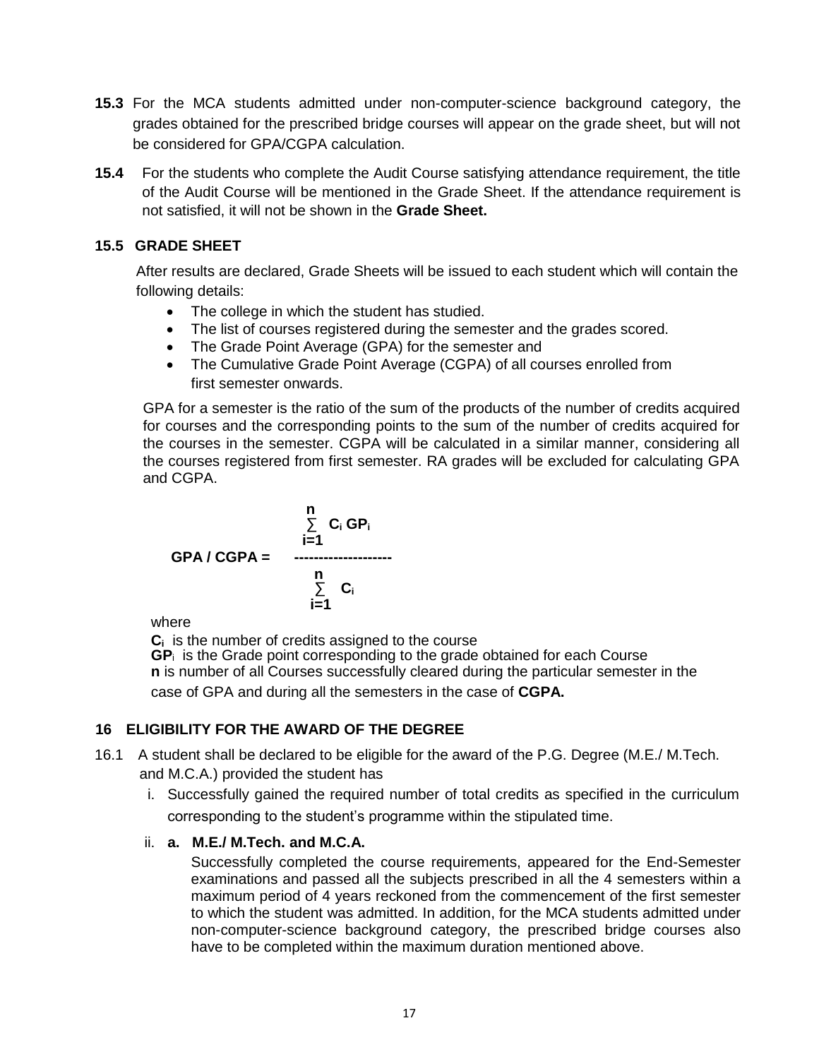**15.3** For the MCA students admitted under non-computer-science background category, the grades obtained for the prescribed bridge courses will appear on the grade sheet, but will not be considered for GPA/CGPA calculation.

**15.4** For the students who complete the Audit Course satisfying attendance requirement, the title of the Audit Course will be mentioned in the Grade Sheet. If the attendance requirement is not satisfied, it will not be shown in the **Grade Sheet.**

### 15.5 GRADE SHEET

After results are declared, Grade Sheets will be issued to each student which will contain the following details:

- The college in which the student has studied.
- The list of courses registered during the semester and the grades scored.
- The Grade Point Average (GPA) for the semester and
- The Cumulative Grade Point Average (CGPA) of all courses enrolled from first semester onwards.

GPA for a semester is the ratio of the sum of the products of the number of credits acquired for courses and the corresponding points to the sum of the number of credits acquired for the courses in the semester. CGPA will be calculated in a similar manner, considering all the courses registered from first semester. RA grades will be excluded for calculating GPA and CGPA.

$$\textbf{GPA / CGPA} = \frac{\sum_{i=1}^{n} C_i \, GP_i}{\sum_{i=1}^{n} C_i}$$

where

$C_i$ is the number of credits assigned to the course
$GP_i$ is the Grade point corresponding to the grade obtained for each Course
**n** is number of all Courses successfully cleared during the particular semester in the case of GPA and during all the semesters in the case of **CGPA.**

## 16 ELIGIBILITY FOR THE AWARD OF THE DEGREE

16.1 A student shall be declared to be eligible for the award of the P.G. Degree (M.E./ M.Tech. and M.C.A.) provided the student has

i. Successfully gained the required number of total credits as specified in the curriculum corresponding to the student's programme within the stipulated time.

ii. **a. M.E./ M.Tech. and M.C.A.**

Successfully completed the course requirements, appeared for the End-Semester examinations and passed all the subjects prescribed in all the 4 semesters within a maximum period of 4 years reckoned from the commencement of the first semester to which the student was admitted. In addition, for the MCA students admitted under non-computer-science background category, the prescribed bridge courses also have to be completed within the maximum duration mentioned above.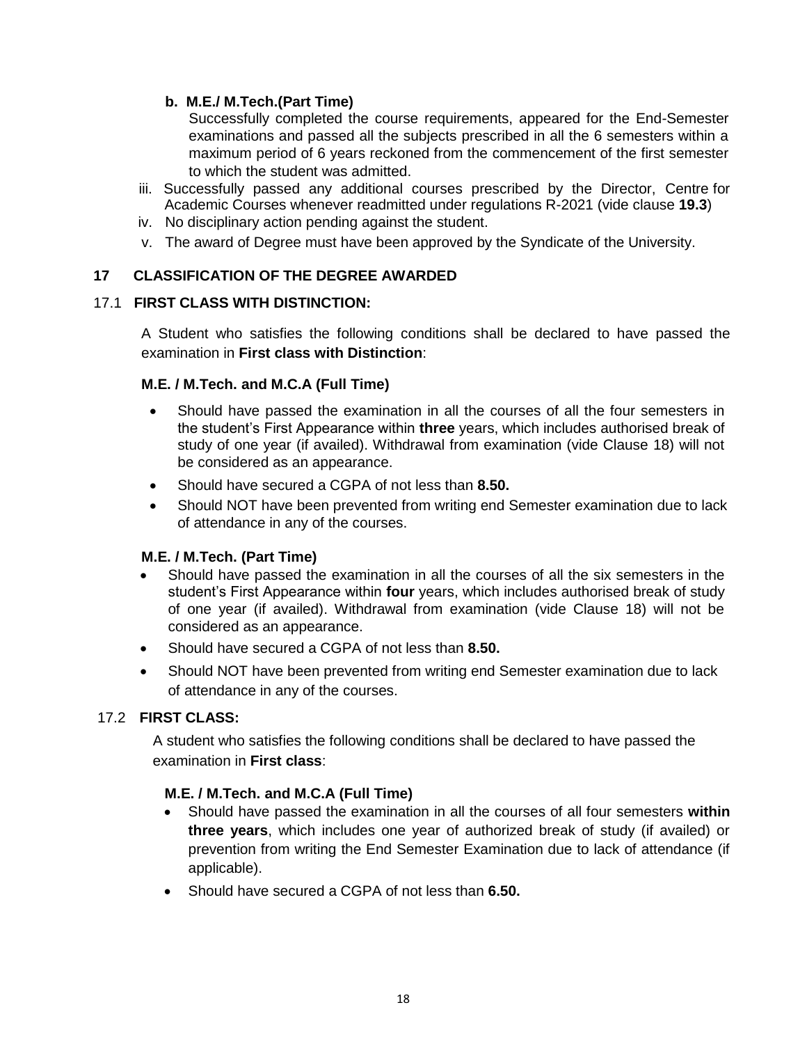**b. M.E./ M.Tech.(Part Time)**

Successfully completed the course requirements, appeared for the End-Semester examinations and passed all the subjects prescribed in all the 6 semesters within a maximum period of 6 years reckoned from the commencement of the first semester to which the student was admitted.

iii. Successfully passed any additional courses prescribed by the Director, Centre for Academic Courses whenever readmitted under regulations R-2021 (vide clause **19.3**)

iv. No disciplinary action pending against the student.

v. The award of Degree must have been approved by the Syndicate of the University.

## 17 CLASSIFICATION OF THE DEGREE AWARDED

### 17.1 FIRST CLASS WITH DISTINCTION:

A Student who satisfies the following conditions shall be declared to have passed the examination in **First class with Distinction**:

**M.E. / M.Tech. and M.C.A (Full Time)**

- Should have passed the examination in all the courses of all the four semesters in the student's First Appearance within **three** years, which includes authorised break of study of one year (if availed). Withdrawal from examination (vide Clause 18) will not be considered as an appearance.
- Should have secured a CGPA of not less than **8.50.**
- Should NOT have been prevented from writing end Semester examination due to lack of attendance in any of the courses.

**M.E. / M.Tech. (Part Time)**

- Should have passed the examination in all the courses of all the six semesters in the student's First Appearance within **four** years, which includes authorised break of study of one year (if availed). Withdrawal from examination (vide Clause 18) will not be considered as an appearance.
- Should have secured a CGPA of not less than **8.50.**
- Should NOT have been prevented from writing end Semester examination due to lack of attendance in any of the courses.

### 17.2 FIRST CLASS:

A student who satisfies the following conditions shall be declared to have passed the examination in **First class**:

**M.E. / M.Tech. and M.C.A (Full Time)**

- Should have passed the examination in all the courses of all four semesters **within three years**, which includes one year of authorized break of study (if availed) or prevention from writing the End Semester Examination due to lack of attendance (if applicable).
- Should have secured a CGPA of not less than **6.50.**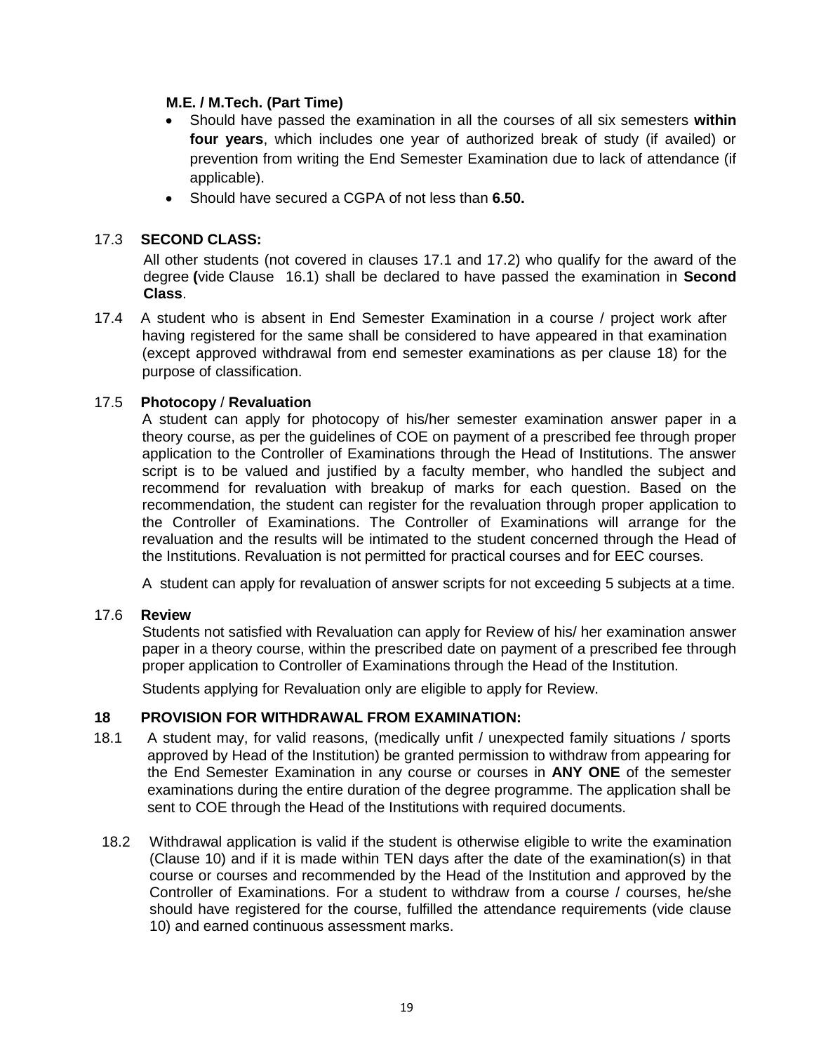**M.E. / M.Tech. (Part Time)**

- Should have passed the examination in all the courses of all six semesters **within four years**, which includes one year of authorized break of study (if availed) or prevention from writing the End Semester Examination due to lack of attendance (if applicable).
- Should have secured a CGPA of not less than **6.50.**

17.3 **SECOND CLASS:**

All other students (not covered in clauses 17.1 and 17.2) who qualify for the award of the degree **(**vide Clause 16.1) shall be declared to have passed the examination in **Second Class**.

17.4 A student who is absent in End Semester Examination in a course / project work after having registered for the same shall be considered to have appeared in that examination (except approved withdrawal from end semester examinations as per clause 18) for the purpose of classification.

17.5 **Photocopy** / **Revaluation**

A student can apply for photocopy of his/her semester examination answer paper in a theory course, as per the guidelines of COE on payment of a prescribed fee through proper application to the Controller of Examinations through the Head of Institutions. The answer script is to be valued and justified by a faculty member, who handled the subject and recommend for revaluation with breakup of marks for each question. Based on the recommendation, the student can register for the revaluation through proper application to the Controller of Examinations. The Controller of Examinations will arrange for the revaluation and the results will be intimated to the student concerned through the Head of the Institutions. Revaluation is not permitted for practical courses and for EEC courses.

A student can apply for revaluation of answer scripts for not exceeding 5 subjects at a time.

17.6 **Review**

Students not satisfied with Revaluation can apply for Review of his/ her examination answer paper in a theory course, within the prescribed date on payment of a prescribed fee through proper application to Controller of Examinations through the Head of the Institution.

Students applying for Revaluation only are eligible to apply for Review.

**18 PROVISION FOR WITHDRAWAL FROM EXAMINATION:**

18.1 A student may, for valid reasons, (medically unfit / unexpected family situations / sports approved by Head of the Institution) be granted permission to withdraw from appearing for the End Semester Examination in any course or courses in **ANY ONE** of the semester examinations during the entire duration of the degree programme. The application shall be sent to COE through the Head of the Institutions with required documents.

18.2 Withdrawal application is valid if the student is otherwise eligible to write the examination (Clause 10) and if it is made within TEN days after the date of the examination(s) in that course or courses and recommended by the Head of the Institution and approved by the Controller of Examinations. For a student to withdraw from a course / courses, he/she should have registered for the course, fulfilled the attendance requirements (vide clause 10) and earned continuous assessment marks.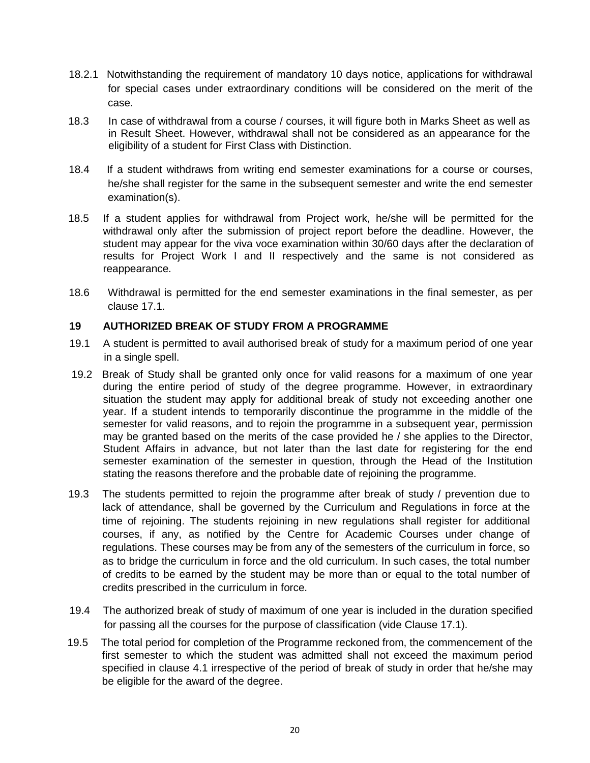18.2.1 Notwithstanding the requirement of mandatory 10 days notice, applications for withdrawal for special cases under extraordinary conditions will be considered on the merit of the case.

18.3 In case of withdrawal from a course / courses, it will figure both in Marks Sheet as well as in Result Sheet. However, withdrawal shall not be considered as an appearance for the eligibility of a student for First Class with Distinction.

18.4 If a student withdraws from writing end semester examinations for a course or courses, he/she shall register for the same in the subsequent semester and write the end semester examination(s).

18.5 If a student applies for withdrawal from Project work, he/she will be permitted for the withdrawal only after the submission of project report before the deadline. However, the student may appear for the viva voce examination within 30/60 days after the declaration of results for Project Work I and II respectively and the same is not considered as reappearance.

18.6 Withdrawal is permitted for the end semester examinations in the final semester, as per clause 17.1.

## 19 AUTHORIZED BREAK OF STUDY FROM A PROGRAMME

19.1 A student is permitted to avail authorised break of study for a maximum period of one year in a single spell.

19.2 Break of Study shall be granted only once for valid reasons for a maximum of one year during the entire period of study of the degree programme. However, in extraordinary situation the student may apply for additional break of study not exceeding another one year. If a student intends to temporarily discontinue the programme in the middle of the semester for valid reasons, and to rejoin the programme in a subsequent year, permission may be granted based on the merits of the case provided he / she applies to the Director, Student Affairs in advance, but not later than the last date for registering for the end semester examination of the semester in question, through the Head of the Institution stating the reasons therefore and the probable date of rejoining the programme.

19.3 The students permitted to rejoin the programme after break of study / prevention due to lack of attendance, shall be governed by the Curriculum and Regulations in force at the time of rejoining. The students rejoining in new regulations shall register for additional courses, if any, as notified by the Centre for Academic Courses under change of regulations. These courses may be from any of the semesters of the curriculum in force, so as to bridge the curriculum in force and the old curriculum. In such cases, the total number of credits to be earned by the student may be more than or equal to the total number of credits prescribed in the curriculum in force.

19.4 The authorized break of study of maximum of one year is included in the duration specified for passing all the courses for the purpose of classification (vide Clause 17.1).

19.5 The total period for completion of the Programme reckoned from, the commencement of the first semester to which the student was admitted shall not exceed the maximum period specified in clause 4.1 irrespective of the period of break of study in order that he/she may be eligible for the award of the degree.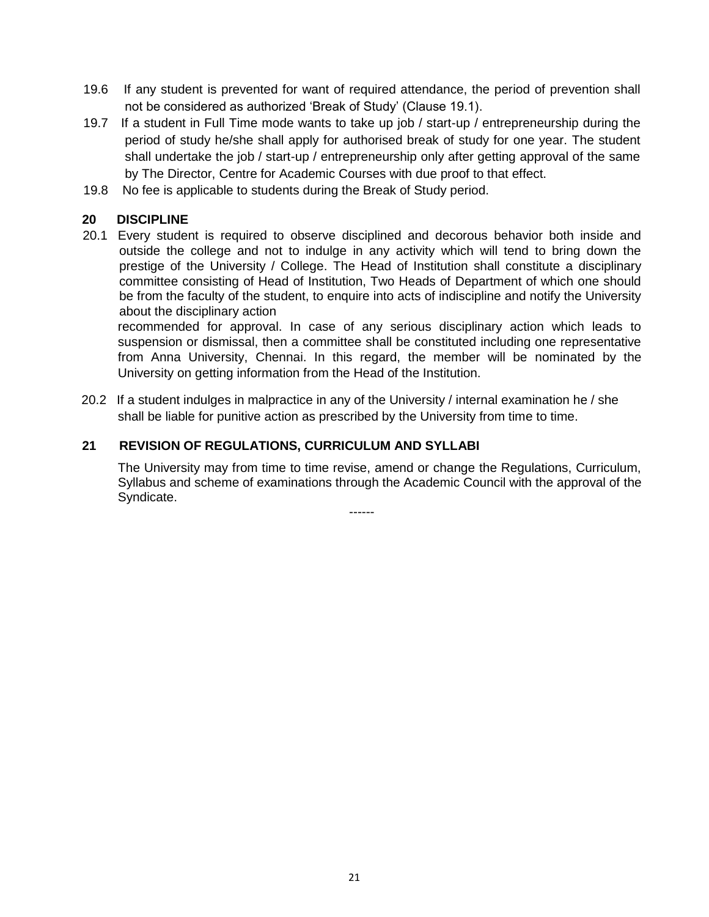19.6 If any student is prevented for want of required attendance, the period of prevention shall not be considered as authorized 'Break of Study' (Clause 19.1).

19.7 If a student in Full Time mode wants to take up job / start-up / entrepreneurship during the period of study he/she shall apply for authorised break of study for one year. The student shall undertake the job / start-up / entrepreneurship only after getting approval of the same by The Director, Centre for Academic Courses with due proof to that effect.

19.8 No fee is applicable to students during the Break of Study period.

## 20 DISCIPLINE

20.1 Every student is required to observe disciplined and decorous behavior both inside and outside the college and not to indulge in any activity which will tend to bring down the prestige of the University / College. The Head of Institution shall constitute a disciplinary committee consisting of Head of Institution, Two Heads of Department of which one should be from the faculty of the student, to enquire into acts of indiscipline and notify the University about the disciplinary action recommended for approval. In case of any serious disciplinary action which leads to suspension or dismissal, then a committee shall be constituted including one representative from Anna University, Chennai. In this regard, the member will be nominated by the University on getting information from the Head of the Institution.

20.2 If a student indulges in malpractice in any of the University / internal examination he / she shall be liable for punitive action as prescribed by the University from time to time.

## 21 REVISION OF REGULATIONS, CURRICULUM AND SYLLABI

The University may from time to time revise, amend or change the Regulations, Curriculum, Syllabus and scheme of examinations through the Academic Council with the approval of the Syndicate.

------